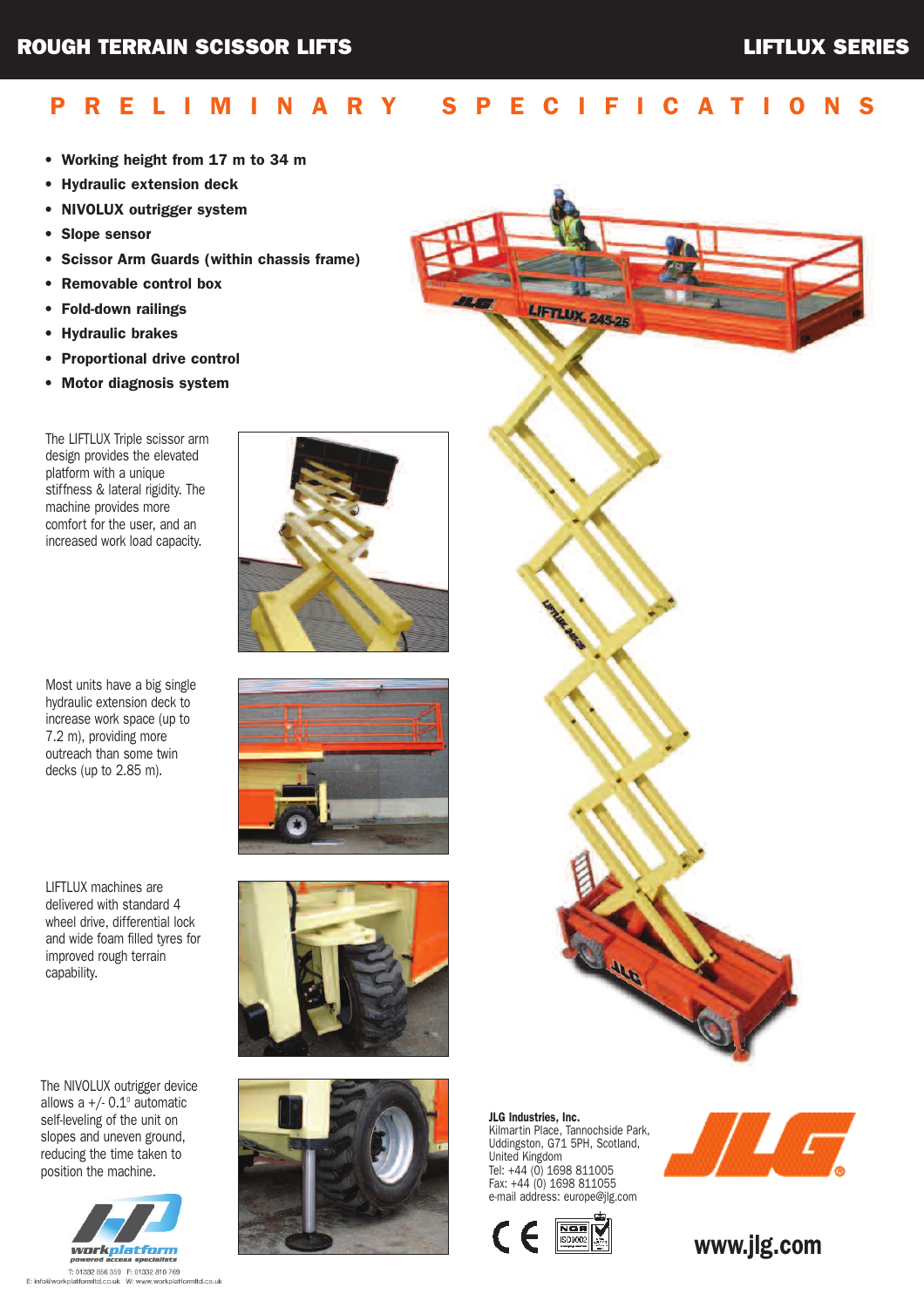# ROUGH TERRAIN SCISSOR LIFTS

## LIFTLUX SERIES

## PRELIMINARY SPECIFICATIONS

- **Working height from 17 m to 34 m**
- **Hydraulic extension deck**
- **NIVOLUX outrigger system**
- **Slope sensor**
- **Scissor Arm Guards (within chassis frame)**
- **Removable control box**
- **Fold-down railings**
- **Hydraulic brakes**
- **Proportional drive control**
- **Motor diagnosis system**

The LIFTLUX Triple scissor arm design provides the elevated platform with a unique stiffness & lateral rigidity. The machine provides more comfort for the user, and an increased work load capacity.

Most units have a big single hydraulic extension deck to increase work space (up to 7.2 m), providing more outreach than some twin decks (up to 2.85 m).

LIFTLUX machines are delivered with standard 4 wheel drive, differential lock and wide foam filled tyres for improved rough terrain capability.

The NIVOLUX outrigger device allows a +/- 0.1° automatic self-leveling of the unit on slopes and uneven ground, reducing the time taken to position the machine.

**JLG Industries, Inc.**
Kilmartin Place, Tannochside Park,
Uddingston, G71 5PH, Scotland,
United Kingdom
Tel: +44 (0) 1698 811005
Fax: +44 (0) 1698 811055
e-mail address: europe@jlg.com

**www.jlg.com**

workplatform
powered access specialists
T: 01332 856 359 F: 01332 810 769
E: info@workplatformltd.co.uk W: www.workplatformltd.co.uk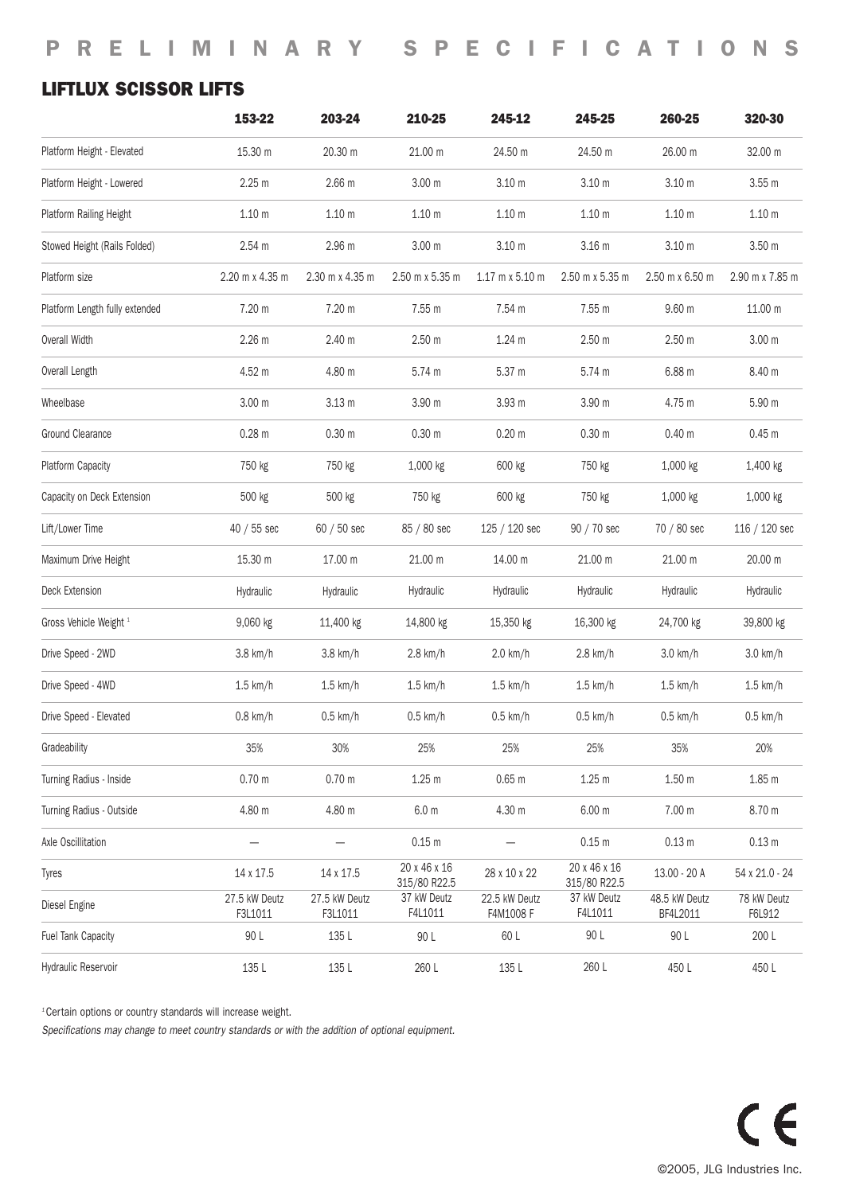# PRELIMINARY SPECIFICATIONS

## LIFTLUX SCISSOR LIFTS

| | 153-22 | 203-24 | 210-25 | 245-12 | 245-25 | 260-25 | 320-30 |
|---|---|---|---|---|---|---|---|
| Platform Height - Elevated | 15.30 m | 20.30 m | 21.00 m | 24.50 m | 24.50 m | 26.00 m | 32.00 m |
| Platform Height - Lowered | 2.25 m | 2.66 m | 3.00 m | 3.10 m | 3.10 m | 3.10 m | 3.55 m |
| Platform Railing Height | 1.10 m | 1.10 m | 1.10 m | 1.10 m | 1.10 m | 1.10 m | 1.10 m |
| Stowed Height (Rails Folded) | 2.54 m | 2.96 m | 3.00 m | 3.10 m | 3.16 m | 3.10 m | 3.50 m |
| Platform size | 2.20 m x 4.35 m | 2.30 m x 4.35 m | 2.50 m x 5.35 m | 1.17 m x 5.10 m | 2.50 m x 5.35 m | 2.50 m x 6.50 m | 2.90 m x 7.85 m |
| Platform Length fully extended | 7.20 m | 7.20 m | 7.55 m | 7.54 m | 7.55 m | 9.60 m | 11.00 m |
| Overall Width | 2.26 m | 2.40 m | 2.50 m | 1.24 m | 2.50 m | 2.50 m | 3.00 m |
| Overall Length | 4.52 m | 4.80 m | 5.74 m | 5.37 m | 5.74 m | 6.88 m | 8.40 m |
| Wheelbase | 3.00 m | 3.13 m | 3.90 m | 3.93 m | 3.90 m | 4.75 m | 5.90 m |
| Ground Clearance | 0.28 m | 0.30 m | 0.30 m | 0.20 m | 0.30 m | 0.40 m | 0.45 m |
| Platform Capacity | 750 kg | 750 kg | 1,000 kg | 600 kg | 750 kg | 1,000 kg | 1,400 kg |
| Capacity on Deck Extension | 500 kg | 500 kg | 750 kg | 600 kg | 750 kg | 1,000 kg | 1,000 kg |
| Lift/Lower Time | 40 / 55 sec | 60 / 50 sec | 85 / 80 sec | 125 / 120 sec | 90 / 70 sec | 70 / 80 sec | 116 / 120 sec |
| Maximum Drive Height | 15.30 m | 17.00 m | 21.00 m | 14.00 m | 21.00 m | 21.00 m | 20.00 m |
| Deck Extension | Hydraulic | Hydraulic | Hydraulic | Hydraulic | Hydraulic | Hydraulic | Hydraulic |
| Gross Vehicle Weight [1] | 9,060 kg | 11,400 kg | 14,800 kg | 15,350 kg | 16,300 kg | 24,700 kg | 39,800 kg |
| Drive Speed - 2WD | 3.8 km/h | 3.8 km/h | 2.8 km/h | 2.0 km/h | 2.8 km/h | 3.0 km/h | 3.0 km/h |
| Drive Speed - 4WD | 1.5 km/h | 1.5 km/h | 1.5 km/h | 1.5 km/h | 1.5 km/h | 1.5 km/h | 1.5 km/h |
| Drive Speed - Elevated | 0.8 km/h | 0.5 km/h | 0.5 km/h | 0.5 km/h | 0.5 km/h | 0.5 km/h | 0.5 km/h |
| Gradeability | 35% | 30% | 25% | 25% | 25% | 35% | 20% |
| Turning Radius - Inside | 0.70 m | 0.70 m | 1.25 m | 0.65 m | 1.25 m | 1.50 m | 1.85 m |
| Turning Radius - Outside | 4.80 m | 4.80 m | 6.0 m | 4.30 m | 6.00 m | 7.00 m | 8.70 m |
| Axle Oscillitation | — | — | 0.15 m | — | 0.15 m | 0.13 m | 0.13 m |
| Tyres | 14 x 17.5 | 14 x 17.5 | 20 x 46 x 16 315/80 R22.5 | 28 x 10 x 22 | 20 x 46 x 16 315/80 R22.5 | 13.00 - 20 A | 54 x 21.0 - 24 |
| Diesel Engine | 27.5 kW Deutz F3L1011 | 27.5 kW Deutz F3L1011 | 37 kW Deutz F4L1011 | 22.5 kW Deutz F4M1008 F | 37 kW Deutz F4L1011 | 48.5 kW Deutz BF4L2011 | 78 kW Deutz F6L912 |
| Fuel Tank Capacity | 90 L | 135 L | 90 L | 60 L | 90 L | 90 L | 200 L |
| Hydraulic Reservoir | 135 L | 135 L | 260 L | 135 L | 260 L | 450 L | 450 L |

[1] Certain options or country standards will increase weight.

*Specifications may change to meet country standards or with the addition of optional equipment.*

CE

©2005, JLG Industries Inc.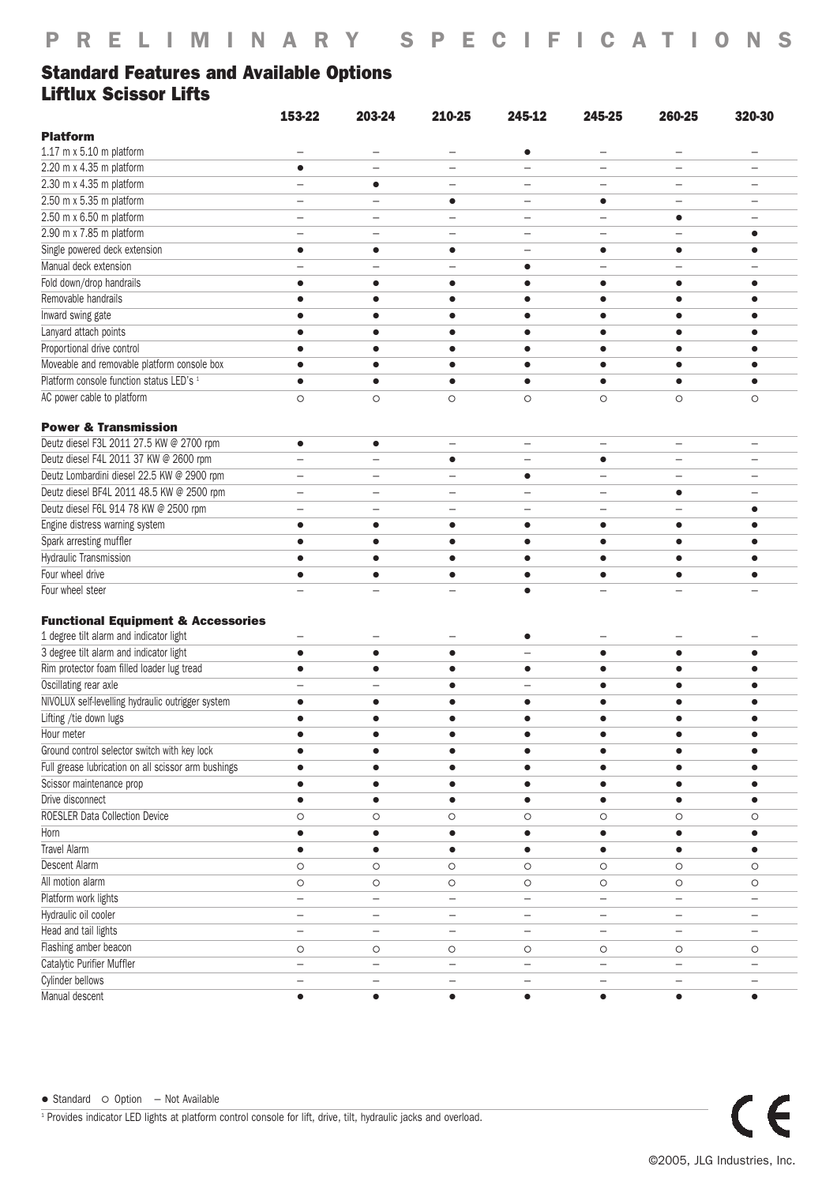# PRELIMINARY SPECIFICATIONS

## Standard Features and Available Options
## Liftlux Scissor Lifts

| | 153-22 | 203-24 | 210-25 | 245-12 | 245-25 | 260-25 | 320-30 |
|---|---|---|---|---|---|---|---|
| **Platform** | | | | | | | |
| 1.17 m x 5.10 m platform | – | – | – | ● | – | – | – |
| 2.20 m x 4.35 m platform | ● | – | – | – | – | – | – |
| 2.30 m x 4.35 m platform | – | ● | – | – | – | – | – |
| 2.50 m x 5.35 m platform | – | – | ● | – | ● | – | – |
| 2.50 m x 6.50 m platform | – | – | – | – | – | ● | – |
| 2.90 m x 7.85 m platform | – | – | – | – | – | – | ● |
| Single powered deck extension | ● | ● | ● | – | ● | ● | ● |
| Manual deck extension | – | – | – | ● | – | – | – |
| Fold down/drop handrails | ● | ● | ● | ● | ● | ● | ● |
| Removable handrails | ● | ● | ● | ● | ● | ● | ● |
| Inward swing gate | ● | ● | ● | ● | ● | ● | ● |
| Lanyard attach points | ● | ● | ● | ● | ● | ● | ● |
| Proportional drive control | ● | ● | ● | ● | ● | ● | ● |
| Moveable and removable platform console box | ● | ● | ● | ● | ● | ● | ● |
| Platform console function status LED's [1] | ● | ● | ● | ● | ● | ● | ● |
| AC power cable to platform | ○ | ○ | ○ | ○ | ○ | ○ | ○ |
| **Power & Transmission** | | | | | | | |
| Deutz diesel F3L 2011 27.5 KW @ 2700 rpm | ● | ● | – | – | – | – | – |
| Deutz diesel F4L 2011 37 KW @ 2600 rpm | – | – | ● | – | ● | – | – |
| Deutz Lombardini diesel 22.5 KW @ 2900 rpm | – | – | – | ● | – | – | – |
| Deutz diesel BF4L 2011 48.5 KW @ 2500 rpm | – | – | – | – | – | ● | – |
| Deutz diesel F6L 914 78 KW @ 2500 rpm | – | – | – | – | – | – | ● |
| Engine distress warning system | ● | ● | ● | ● | ● | ● | ● |
| Spark arresting muffler | ● | ● | ● | ● | ● | ● | ● |
| Hydraulic Transmission | ● | ● | ● | ● | ● | ● | ● |
| Four wheel drive | ● | ● | ● | ● | ● | ● | ● |
| Four wheel steer | – | – | – | ● | – | – | – |
| **Functional Equipment & Accessories** | | | | | | | |
| 1 degree tilt alarm and indicator light | – | – | – | ● | – | – | – |
| 3 degree tilt alarm and indicator light | ● | ● | ● | – | ● | ● | ● |
| Rim protector foam filled loader lug tread | ● | ● | ● | ● | ● | ● | ● |
| Oscillating rear axle | – | – | ● | – | ● | ● | ● |
| NIVOLUX self-levelling hydraulic outrigger system | ● | ● | ● | ● | ● | ● | ● |
| Lifting /tie down lugs | ● | ● | ● | ● | ● | ● | ● |
| Hour meter | ● | ● | ● | ● | ● | ● | ● |
| Ground control selector switch with key lock | ● | ● | ● | ● | ● | ● | ● |
| Full grease lubrication on all scissor arm bushings | ● | ● | ● | ● | ● | ● | ● |
| Scissor maintenance prop | ● | ● | ● | ● | ● | ● | ● |
| Drive disconnect | ● | ● | ● | ● | ● | ● | ● |
| ROESLER Data Collection Device | ○ | ○ | ○ | ○ | ○ | ○ | ○ |
| Horn | ● | ● | ● | ● | ● | ● | ● |
| Travel Alarm | ● | ● | ● | ● | ● | ● | ● |
| Descent Alarm | ○ | ○ | ○ | ○ | ○ | ○ | ○ |
| All motion alarm | ○ | ○ | ○ | ○ | ○ | ○ | ○ |
| Platform work lights | – | – | – | – | – | – | – |
| Hydraulic oil cooler | – | – | – | – | – | – | – |
| Head and tail lights | – | – | – | – | – | – | – |
| Flashing amber beacon | ○ | ○ | ○ | ○ | ○ | ○ | ○ |
| Catalytic Purifier Muffler | – | – | – | – | – | – | – |
| Cylinder bellows | – | – | – | – | – | – | – |
| Manual descent | ● | ● | ● | ● | ● | ● | ● |

● Standard ○ Option – Not Available

[1] Provides indicator LED lights at platform control console for lift, drive, tilt, hydraulic jacks and overload.

©2005, JLG Industries, Inc.